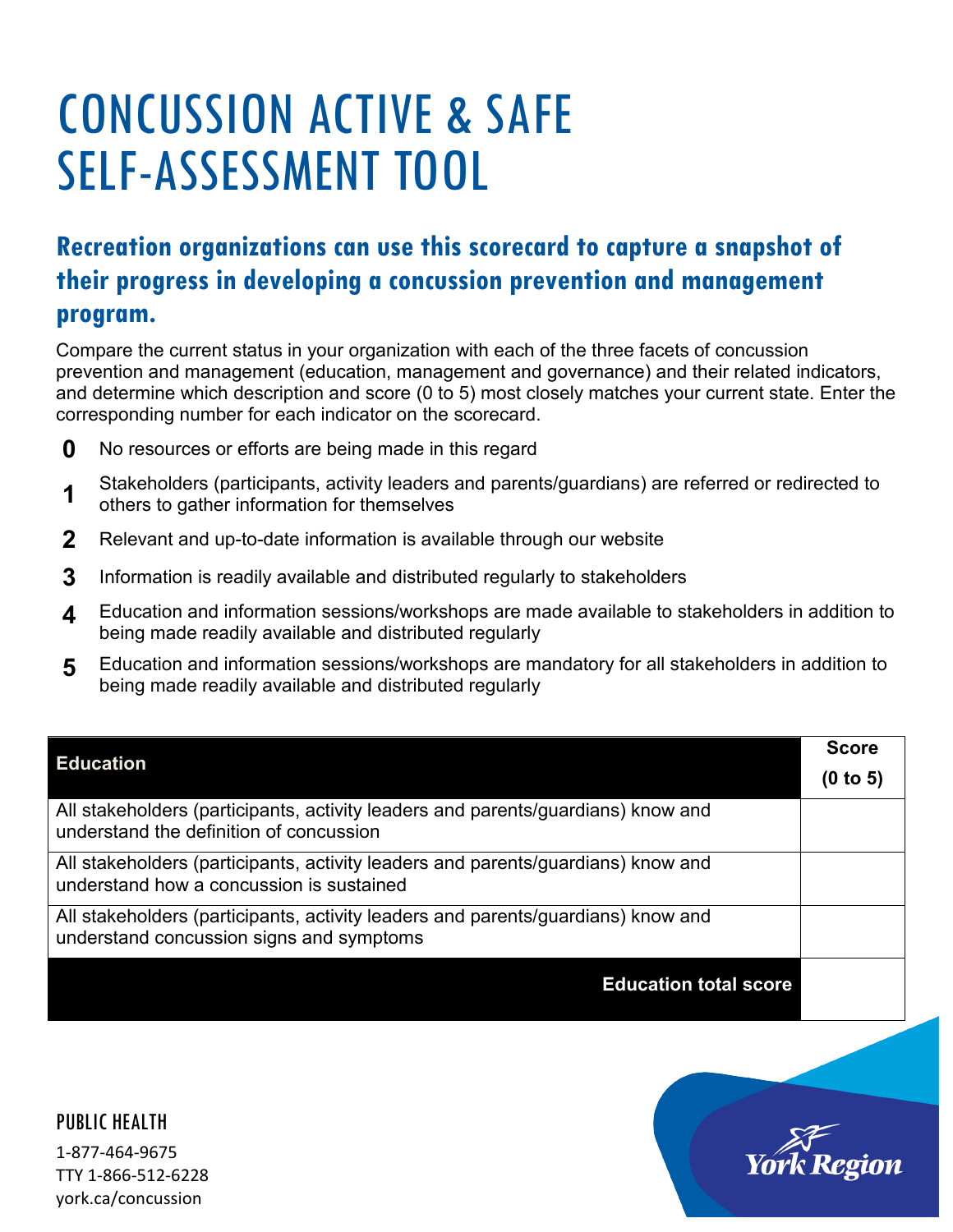# CONCUSSION ACTIVE & SAFE SELF-ASSESSMENT TOOL

## Recreation organizations can use this scorecard to capture a snapshot of their progress in developing a concussion prevention and management program.

Compare the current status in your organization with each of the three facets of concussion prevention and management (education, management and governance) and their related indicators, and determine which description and score (0 to 5) most closely matches your current state. Enter the corresponding number for each indicator on the scorecard.

- **0** No resources or efforts are being made in this regard
- **1** Stakeholders (participants, activity leaders and parents/guardians) are referred or redirected to others to gather information for themselves
- **2** Relevant and up-to-date information is available through our website
- **3** Information is readily available and distributed regularly to stakeholders
- **4** Education and information sessions/workshops are made available to stakeholders in addition to being made readily available and distributed regularly
- **5** Education and information sessions/workshops are mandatory for all stakeholders in addition to being made readily available and distributed regularly

| Education | Score (0 to 5) |
|---|---|
| All stakeholders (participants, activity leaders and parents/guardians) know and understand the definition of concussion | |
| All stakeholders (participants, activity leaders and parents/guardians) know and understand how a concussion is sustained | |
| All stakeholders (participants, activity leaders and parents/guardians) know and understand concussion signs and symptoms | |
| **Education total score** | |

PUBLIC HEALTH
1-877-464-9675
TTY 1-866-512-6228
york.ca/concussion

York Region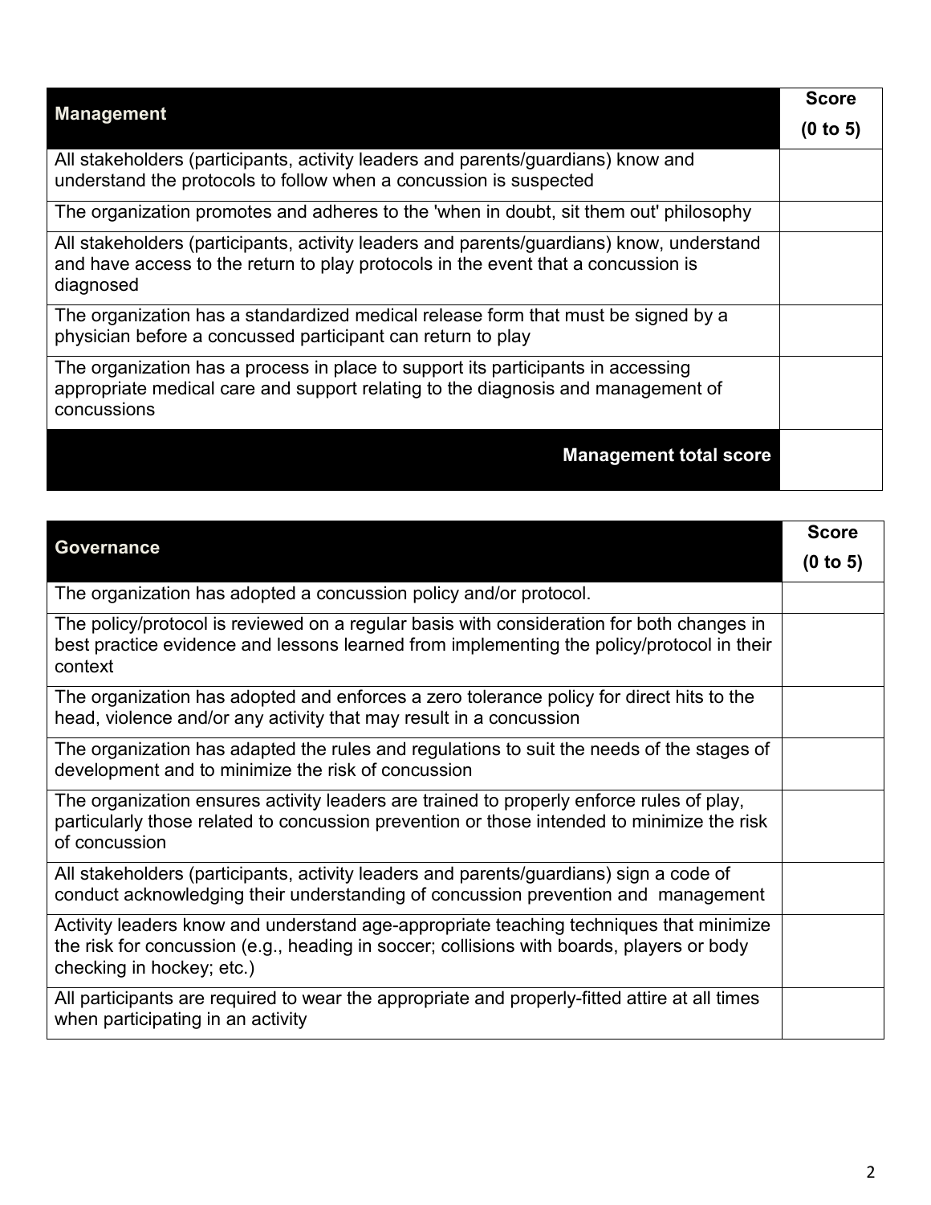| Management | Score (0 to 5) |
| --- | --- |
| All stakeholders (participants, activity leaders and parents/guardians) know and understand the protocols to follow when a concussion is suspected | |
| The organization promotes and adheres to the 'when in doubt, sit them out' philosophy | |
| All stakeholders (participants, activity leaders and parents/guardians) know, understand and have access to the return to play protocols in the event that a concussion is diagnosed | |
| The organization has a standardized medical release form that must be signed by a physician before a concussed participant can return to play | |
| The organization has a process in place to support its participants in accessing appropriate medical care and support relating to the diagnosis and management of concussions | |
| **Management total score** | |

| Governance | Score (0 to 5) |
| --- | --- |
| The organization has adopted a concussion policy and/or protocol. | |
| The policy/protocol is reviewed on a regular basis with consideration for both changes in best practice evidence and lessons learned from implementing the policy/protocol in their context | |
| The organization has adopted and enforces a zero tolerance policy for direct hits to the head, violence and/or any activity that may result in a concussion | |
| The organization has adapted the rules and regulations to suit the needs of the stages of development and to minimize the risk of concussion | |
| The organization ensures activity leaders are trained to properly enforce rules of play, particularly those related to concussion prevention or those intended to minimize the risk of concussion | |
| All stakeholders (participants, activity leaders and parents/guardians) sign a code of conduct acknowledging their understanding of concussion prevention and management | |
| Activity leaders know and understand age-appropriate teaching techniques that minimize the risk for concussion (e.g., heading in soccer; collisions with boards, players or body checking in hockey; etc.) | |
| All participants are required to wear the appropriate and properly-fitted attire at all times when participating in an activity | |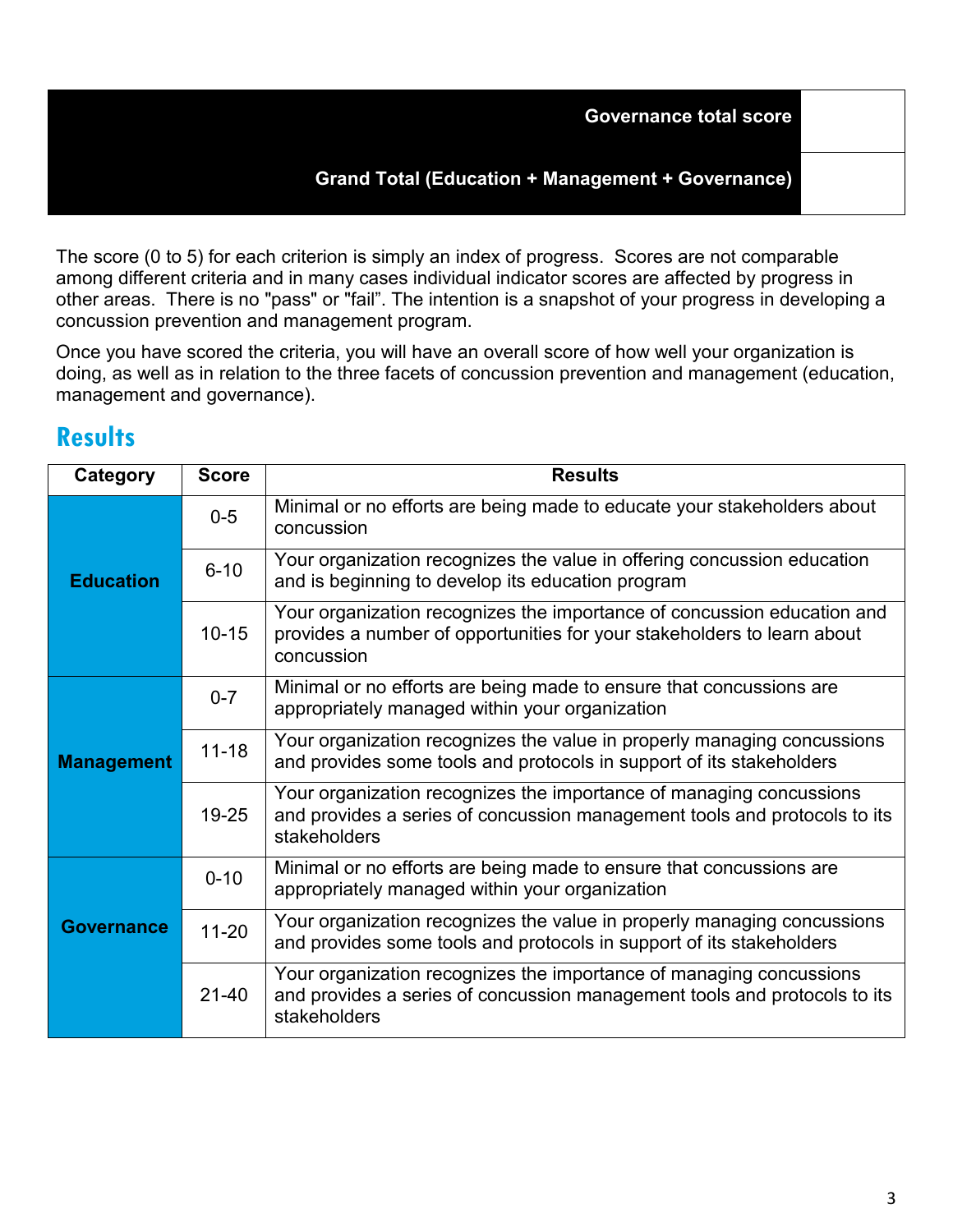| Governance total score | |
|---|---|
| **Grand Total (Education + Management + Governance)** | |

The score (0 to 5) for each criterion is simply an index of progress. Scores are not comparable among different criteria and in many cases individual indicator scores are affected by progress in other areas. There is no "pass" or "fail". The intention is a snapshot of your progress in developing a concussion prevention and management program.

Once you have scored the criteria, you will have an overall score of how well your organization is doing, as well as in relation to the three facets of concussion prevention and management (education, management and governance).

## Results

| Category | Score | Results |
|---|---|---|
| **Education** | 0-5 | Minimal or no efforts are being made to educate your stakeholders about concussion |
| | 6-10 | Your organization recognizes the value in offering concussion education and is beginning to develop its education program |
| | 10-15 | Your organization recognizes the importance of concussion education and provides a number of opportunities for your stakeholders to learn about concussion |
| **Management** | 0-7 | Minimal or no efforts are being made to ensure that concussions are appropriately managed within your organization |
| | 11-18 | Your organization recognizes the value in properly managing concussions and provides some tools and protocols in support of its stakeholders |
| | 19-25 | Your organization recognizes the importance of managing concussions and provides a series of concussion management tools and protocols to its stakeholders |
| **Governance** | 0-10 | Minimal or no efforts are being made to ensure that concussions are appropriately managed within your organization |
| | 11-20 | Your organization recognizes the value in properly managing concussions and provides some tools and protocols in support of its stakeholders |
| | 21-40 | Your organization recognizes the importance of managing concussions and provides a series of concussion management tools and protocols to its stakeholders |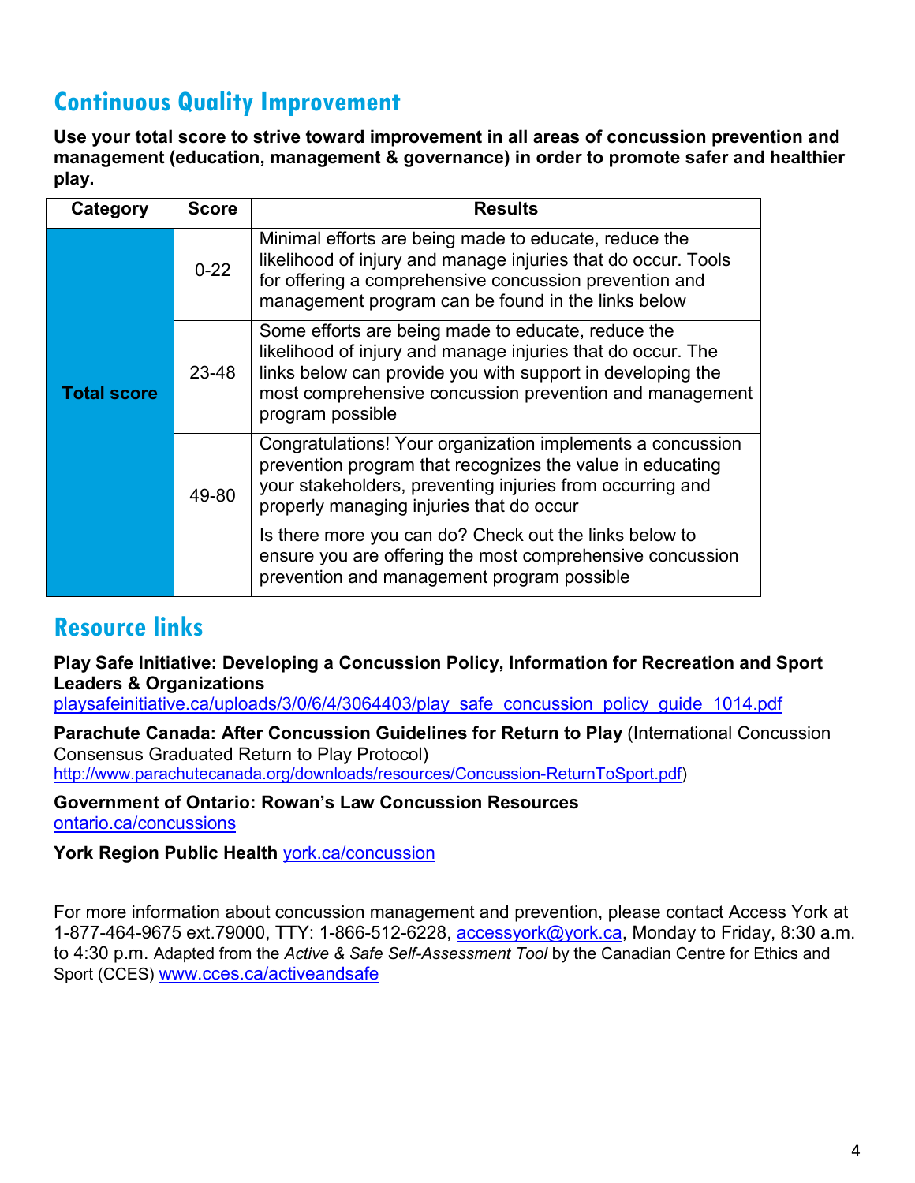## Continuous Quality Improvement

**Use your total score to strive toward improvement in all areas of concussion prevention and management (education, management & governance) in order to promote safer and healthier play.**

| Category | Score | Results |
|---|---|---|
| **Total score** | 0-22 | Minimal efforts are being made to educate, reduce the likelihood of injury and manage injuries that do occur. Tools for offering a comprehensive concussion prevention and management program can be found in the links below |
| | 23-48 | Some efforts are being made to educate, reduce the likelihood of injury and manage injuries that do occur. The links below can provide you with support in developing the most comprehensive concussion prevention and management program possible |
| | 49-80 | Congratulations! Your organization implements a concussion prevention program that recognizes the value in educating your stakeholders, preventing injuries from occurring and properly managing injuries that do occur<br><br>Is there more you can do? Check out the links below to ensure you are offering the most comprehensive concussion prevention and management program possible |

## Resource links

**Play Safe Initiative: Developing a Concussion Policy, Information for Recreation and Sport Leaders & Organizations**
playsafeinitiative.ca/uploads/3/0/6/4/3064403/play_safe_concussion_policy_guide_1014.pdf

**Parachute Canada: After Concussion Guidelines for Return to Play** (International Concussion Consensus Graduated Return to Play Protocol)
http://www.parachutecanada.org/downloads/resources/Concussion-ReturnToSport.pdf)

**Government of Ontario: Rowan's Law Concussion Resources**
ontario.ca/concussions

**York Region Public Health** york.ca/concussion

For more information about concussion management and prevention, please contact Access York at 1-877-464-9675 ext.79000, TTY: 1-866-512-6228, accessyork@york.ca, Monday to Friday, 8:30 a.m. to 4:30 p.m. Adapted from the *Active & Safe Self-Assessment Tool* by the Canadian Centre for Ethics and Sport (CCES) www.cces.ca/activeandsafe